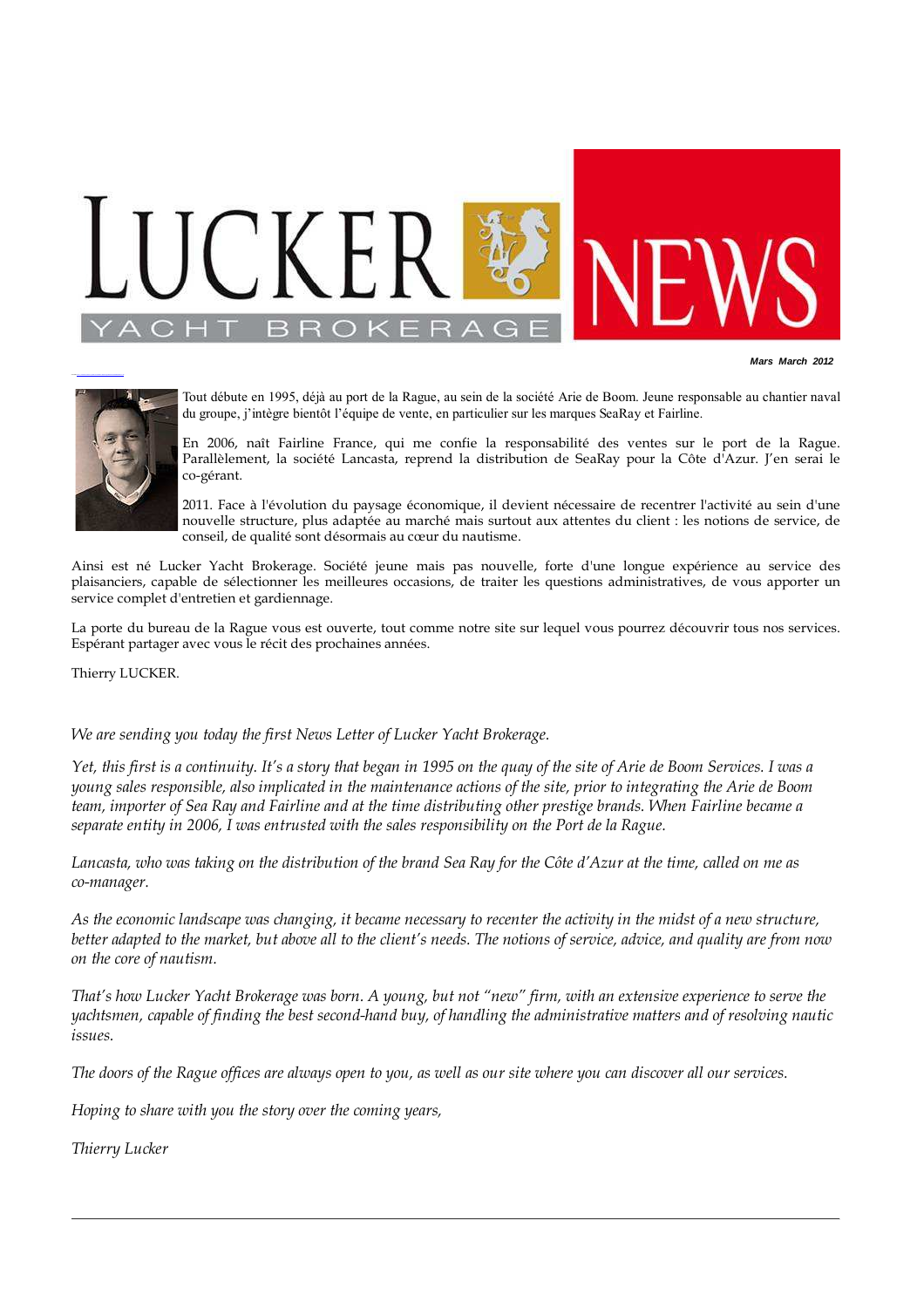# LUCKER YACHT BROKERAGE NEWS

**Mars March 2012**

Tout débute en 1995, déjà au port de la Rague, au sein de la société Arie de Boom. Jeune responsable au chantier naval du groupe, j'intègre bientôt l'équipe de vente, en particulier sur les marques SeaRay et Fairline.

En 2006, naît Fairline France, qui me confie la responsabilité des ventes sur le port de la Rague. Parallèlement, la société Lancasta, reprend la distribution de SeaRay pour la Côte d'Azur. J'en serai le co-gérant.

2011. Face à l'évolution du paysage économique, il devient nécessaire de recentrer l'activité au sein d'une nouvelle structure, plus adaptée au marché mais surtout aux attentes du client : les notions de service, de conseil, de qualité sont désormais au cœur du nautisme.

Ainsi est né Lucker Yacht Brokerage. Société jeune mais pas nouvelle, forte d'une longue expérience au service des plaisanciers, capable de sélectionner les meilleures occasions, de traiter les questions administratives, de vous apporter un service complet d'entretien et gardiennage.

La porte du bureau de la Rague vous est ouverte, tout comme notre site sur lequel vous pourrez découvrir tous nos services. Espérant partager avec vous le récit des prochaines années.

Thierry LUCKER.

*We are sending you today the first News Letter of Lucker Yacht Brokerage.*

*Yet, this first is a continuity. It's a story that began in 1995 on the quay of the site of Arie de Boom Services. I was a young sales responsible, also implicated in the maintenance actions of the site, prior to integrating the Arie de Boom team, importer of Sea Ray and Fairline and at the time distributing other prestige brands. When Fairline became a separate entity in 2006, I was entrusted with the sales responsibility on the Port de la Rague.*

*Lancasta, who was taking on the distribution of the brand Sea Ray for the Côte d'Azur at the time, called on me as co-manager.*

*As the economic landscape was changing, it became necessary to recenter the activity in the midst of a new structure, better adapted to the market, but above all to the client's needs. The notions of service, advice, and quality are from now on the core of nautism.*

*That's how Lucker Yacht Brokerage was born. A young, but not "new" firm, with an extensive experience to serve the yachtsmen, capable of finding the best second-hand buy, of handling the administrative matters and of resolving nautic issues.*

*The doors of the Rague offices are always open to you, as well as our site where you can discover all our services.*

*Hoping to share with you the story over the coming years,*

*Thierry Lucker*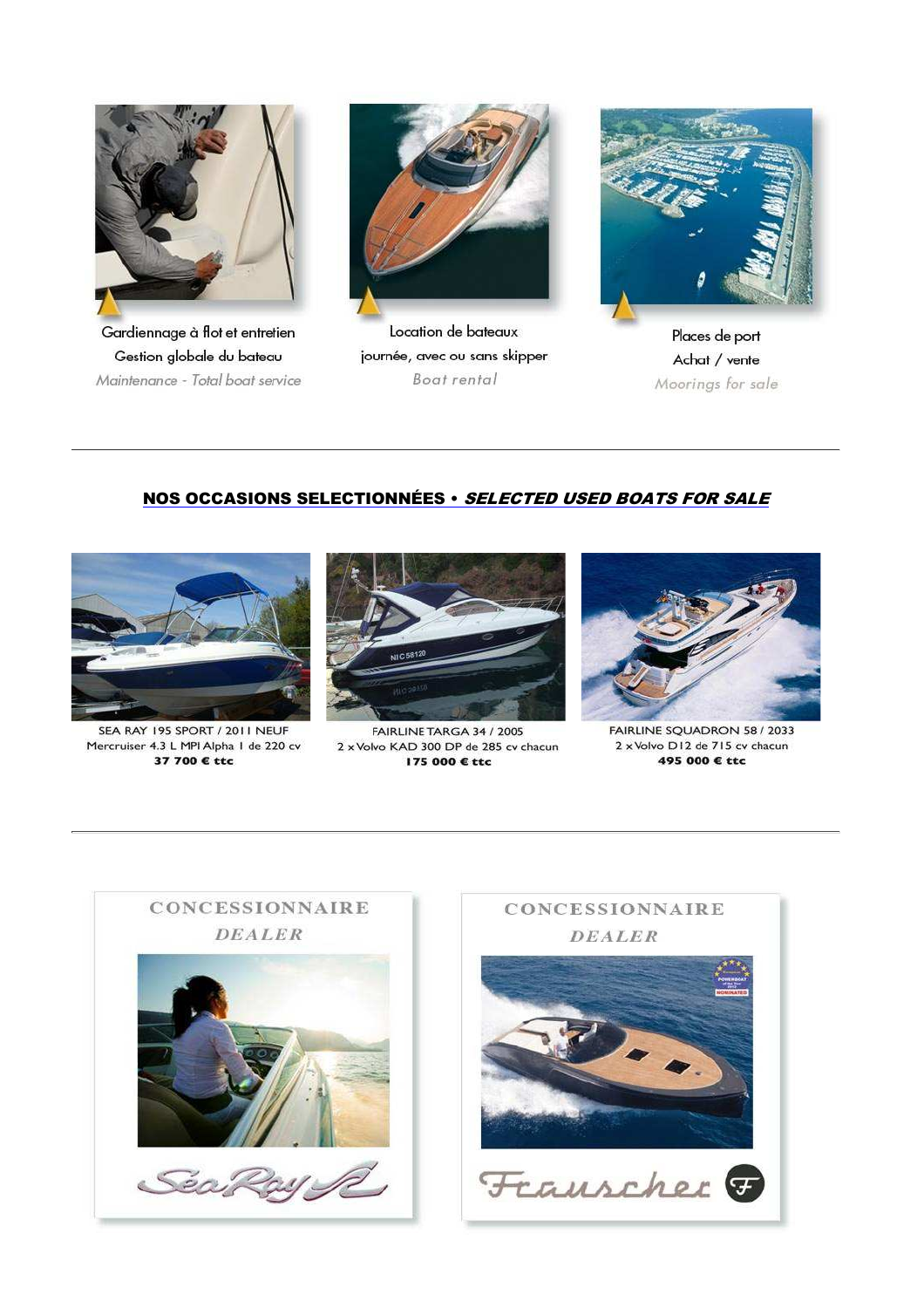Gardiennage à flot et entretien
Gestion globale du bateau
*Maintenance - Total boat service*

Location de bateaux
journée, avec ou sans skipper
*Boat rental*

Places de port
Achat / vente
*Moorings for sale*

---

## NOS OCCASIONS SELECTIONNÉES • *SELECTED USED BOATS FOR SALE*

SEA RAY 195 SPORT / 2011 NEUF
Mercruiser 4.3 L MPI Alpha I de 220 cv
**37 700 € ttc**

FAIRLINE TARGA 34 / 2005
2 x Volvo KAD 300 DP de 285 cv chacun
**175 000 € ttc**

FAIRLINE SQUADRON 58 / 2033
2 x Volvo D12 de 715 cv chacun
**495 000 € ttc**

---

CONCESSIONNAIRE
*DEALER*
Sea Ray

CONCESSIONNAIRE
*DEALER*
Frauscher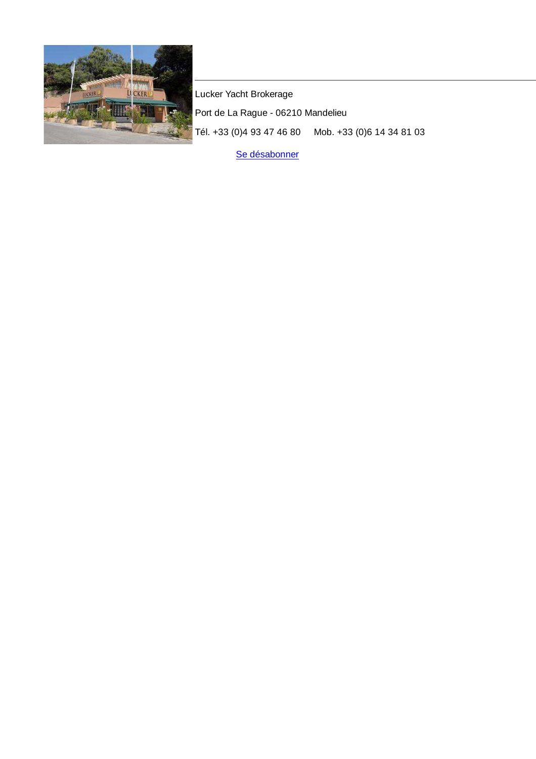---

Lucker Yacht Brokerage

Port de La Rague - 06210 Mandelieu

Tél. +33 (0)4 93 47 46 80     Mob. +33 (0)6 14 34 81 03

Se désabonner